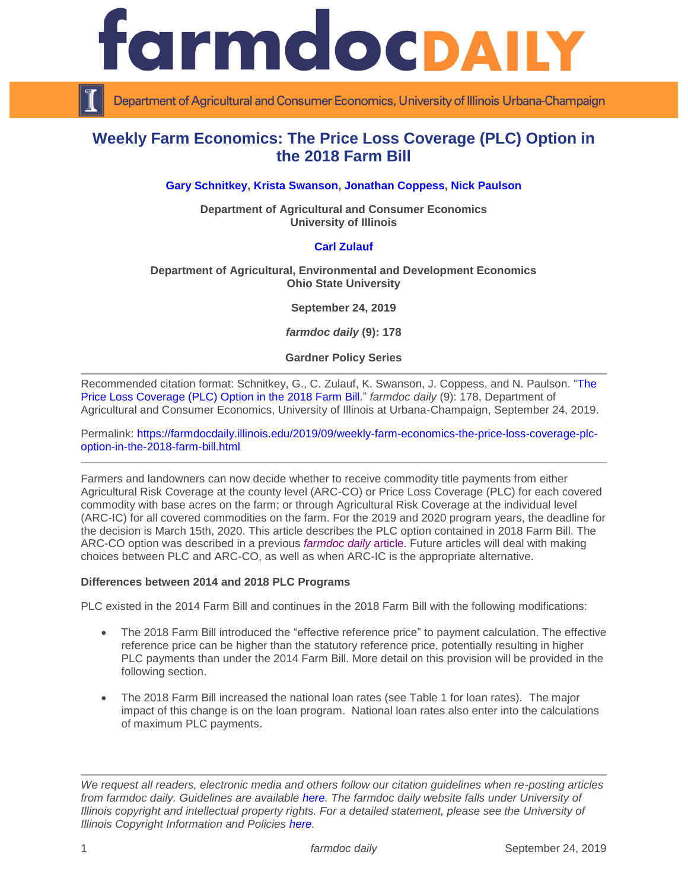# Weekly Farm Economics: The Price Loss Coverage (PLC) Option in the 2018 Farm Bill

**Gary Schnitkey, Krista Swanson, Jonathan Coppess, Nick Paulson**

**Department of Agricultural and Consumer Economics**
**University of Illinois**

**Carl Zulauf**

**Department of Agricultural, Environmental and Development Economics**
**Ohio State University**

**September 24, 2019**

***farmdoc daily* (9): 178**

**Gardner Policy Series**

---

Recommended citation format: Schnitkey, G., C. Zulauf, K. Swanson, J. Coppess, and N. Paulson. "The Price Loss Coverage (PLC) Option in the 2018 Farm Bill." *farmdoc daily* (9): 178, Department of Agricultural and Consumer Economics, University of Illinois at Urbana-Champaign, September 24, 2019.

Permalink: https://farmdocdaily.illinois.edu/2019/09/weekly-farm-economics-the-price-loss-coverage-plc-option-in-the-2018-farm-bill.html

---

Farmers and landowners can now decide whether to receive commodity title payments from either Agricultural Risk Coverage at the county level (ARC-CO) or Price Loss Coverage (PLC) for each covered commodity with base acres on the farm; or through Agricultural Risk Coverage at the individual level (ARC-IC) for all covered commodities on the farm. For the 2019 and 2020 program years, the deadline for the decision is March 15th, 2020. This article describes the PLC option contained in 2018 Farm Bill. The ARC-CO option was described in a previous *farmdoc daily* article. Future articles will deal with making choices between PLC and ARC-CO, as well as when ARC-IC is the appropriate alternative.

**Differences between 2014 and 2018 PLC Programs**

PLC existed in the 2014 Farm Bill and continues in the 2018 Farm Bill with the following modifications:

- The 2018 Farm Bill introduced the "effective reference price" to payment calculation. The effective reference price can be higher than the statutory reference price, potentially resulting in higher PLC payments than under the 2014 Farm Bill. More detail on this provision will be provided in the following section.

- The 2018 Farm Bill increased the national loan rates (see Table 1 for loan rates). The major impact of this change is on the loan program. National loan rates also enter into the calculations of maximum PLC payments.

---

*We request all readers, electronic media and others follow our citation guidelines when re-posting articles from farmdoc daily. Guidelines are available here. The farmdoc daily website falls under University of Illinois copyright and intellectual property rights. For a detailed statement, please see the University of Illinois Copyright Information and Policies here.*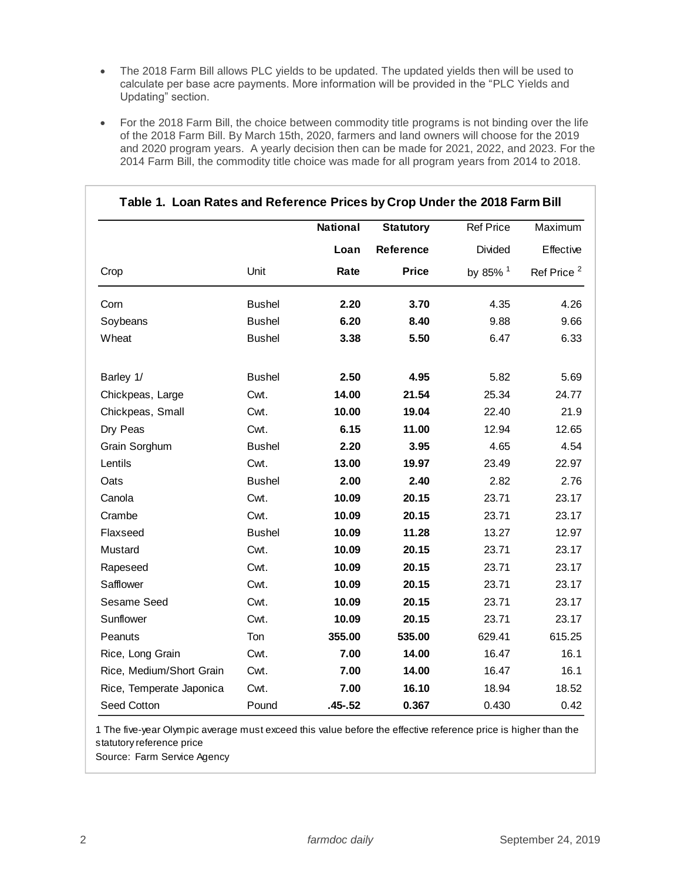- The 2018 Farm Bill allows PLC yields to be updated. The updated yields then will be used to calculate per base acre payments. More information will be provided in the "PLC Yields and Updating" section.

- For the 2018 Farm Bill, the choice between commodity title programs is not binding over the life of the 2018 Farm Bill. By March 15th, 2020, farmers and land owners will choose for the 2019 and 2020 program years. A yearly decision then can be made for 2021, 2022, and 2023. For the 2014 Farm Bill, the commodity title choice was made for all program years from 2014 to 2018.

**Table 1. Loan Rates and Reference Prices by Crop Under the 2018 Farm Bill**

| Crop | Unit | National Loan Rate | Statutory Reference Price | Ref Price Divided by 85% [1] | Maximum Effective Ref Price [2] |
|---|---|---|---|---|---|
| Corn | Bushel | **2.20** | **3.70** | 4.35 | 4.26 |
| Soybeans | Bushel | **6.20** | **8.40** | 9.88 | 9.66 |
| Wheat | Bushel | **3.38** | **5.50** | 6.47 | 6.33 |
| | | | | | |
| Barley 1/ | Bushel | **2.50** | **4.95** | 5.82 | 5.69 |
| Chickpeas, Large | Cwt. | **14.00** | **21.54** | 25.34 | 24.77 |
| Chickpeas, Small | Cwt. | **10.00** | **19.04** | 22.40 | 21.9 |
| Dry Peas | Cwt. | **6.15** | **11.00** | 12.94 | 12.65 |
| Grain Sorghum | Bushel | **2.20** | **3.95** | 4.65 | 4.54 |
| Lentils | Cwt. | **13.00** | **19.97** | 23.49 | 22.97 |
| Oats | Bushel | **2.00** | **2.40** | 2.82 | 2.76 |
| Canola | Cwt. | **10.09** | **20.15** | 23.71 | 23.17 |
| Crambe | Cwt. | **10.09** | **20.15** | 23.71 | 23.17 |
| Flaxseed | Bushel | **10.09** | **11.28** | 13.27 | 12.97 |
| Mustard | Cwt. | **10.09** | **20.15** | 23.71 | 23.17 |
| Rapeseed | Cwt. | **10.09** | **20.15** | 23.71 | 23.17 |
| Safflower | Cwt. | **10.09** | **20.15** | 23.71 | 23.17 |
| Sesame Seed | Cwt. | **10.09** | **20.15** | 23.71 | 23.17 |
| Sunflower | Cwt. | **10.09** | **20.15** | 23.71 | 23.17 |
| Peanuts | Ton | **355.00** | **535.00** | 629.41 | 615.25 |
| Rice, Long Grain | Cwt. | **7.00** | **14.00** | 16.47 | 16.1 |
| Rice, Medium/Short Grain | Cwt. | **7.00** | **14.00** | 16.47 | 16.1 |
| Rice, Temperate Japonica | Cwt. | **7.00** | **16.10** | 18.94 | 18.52 |
| Seed Cotton | Pound | **.45-.52** | **0.367** | 0.430 | 0.42 |

1 The five-year Olympic average must exceed this value before the effective reference price is higher than the statutory reference price

Source: Farm Service Agency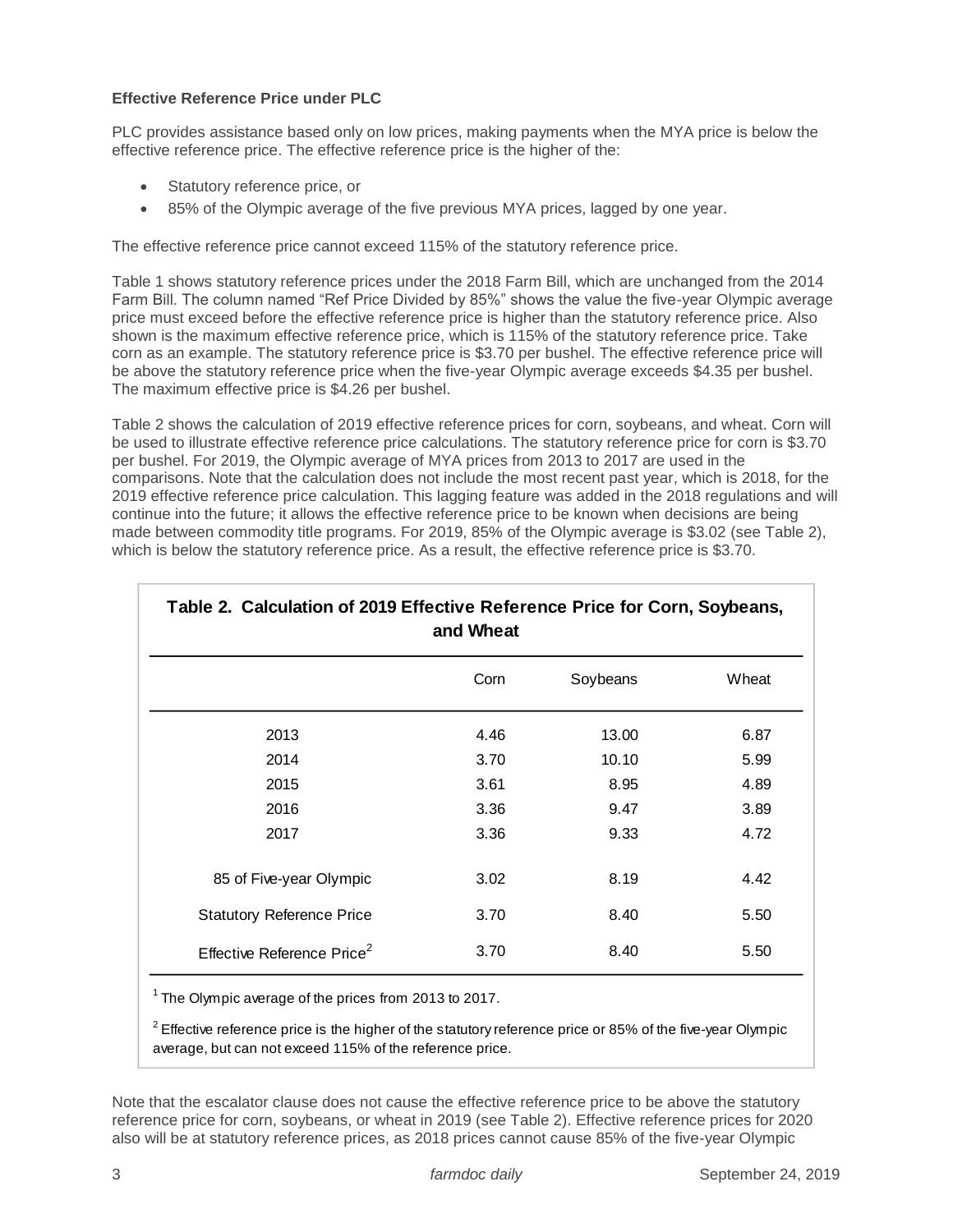**Effective Reference Price under PLC**

PLC provides assistance based only on low prices, making payments when the MYA price is below the effective reference price. The effective reference price is the higher of the:

- Statutory reference price, or
- 85% of the Olympic average of the five previous MYA prices, lagged by one year.

The effective reference price cannot exceed 115% of the statutory reference price.

Table 1 shows statutory reference prices under the 2018 Farm Bill, which are unchanged from the 2014 Farm Bill. The column named "Ref Price Divided by 85%" shows the value the five-year Olympic average price must exceed before the effective reference price is higher than the statutory reference price. Also shown is the maximum effective reference price, which is 115% of the statutory reference price. Take corn as an example. The statutory reference price is $3.70 per bushel. The effective reference price will be above the statutory reference price when the five-year Olympic average exceeds $4.35 per bushel. The maximum effective price is $4.26 per bushel.

Table 2 shows the calculation of 2019 effective reference prices for corn, soybeans, and wheat. Corn will be used to illustrate effective reference price calculations. The statutory reference price for corn is $3.70 per bushel. For 2019, the Olympic average of MYA prices from 2013 to 2017 are used in the comparisons. Note that the calculation does not include the most recent past year, which is 2018, for the 2019 effective reference price calculation. This lagging feature was added in the 2018 regulations and will continue into the future; it allows the effective reference price to be known when decisions are being made between commodity title programs. For 2019, 85% of the Olympic average is $3.02 (see Table 2), which is below the statutory reference price. As a result, the effective reference price is $3.70.

**Table 2. Calculation of 2019 Effective Reference Price for Corn, Soybeans, and Wheat**

| | Corn | Soybeans | Wheat |
|---|---|---|---|
| 2013 | 4.46 | 13.00 | 6.87 |
| 2014 | 3.70 | 10.10 | 5.99 |
| 2015 | 3.61 | 8.95 | 4.89 |
| 2016 | 3.36 | 9.47 | 3.89 |
| 2017 | 3.36 | 9.33 | 4.72 |
| 85 of Five-year Olympic | 3.02 | 8.19 | 4.42 |
| Statutory Reference Price | 3.70 | 8.40 | 5.50 |
| Effective Reference Price[2] | 3.70 | 8.40 | 5.50 |

[1] The Olympic average of the prices from 2013 to 2017.

[2] Effective reference price is the higher of the statutory reference price or 85% of the five-year Olympic average, but can not exceed 115% of the reference price.

Note that the escalator clause does not cause the effective reference price to be above the statutory reference price for corn, soybeans, or wheat in 2019 (see Table 2). Effective reference prices for 2020 also will be at statutory reference prices, as 2018 prices cannot cause 85% of the five-year Olympic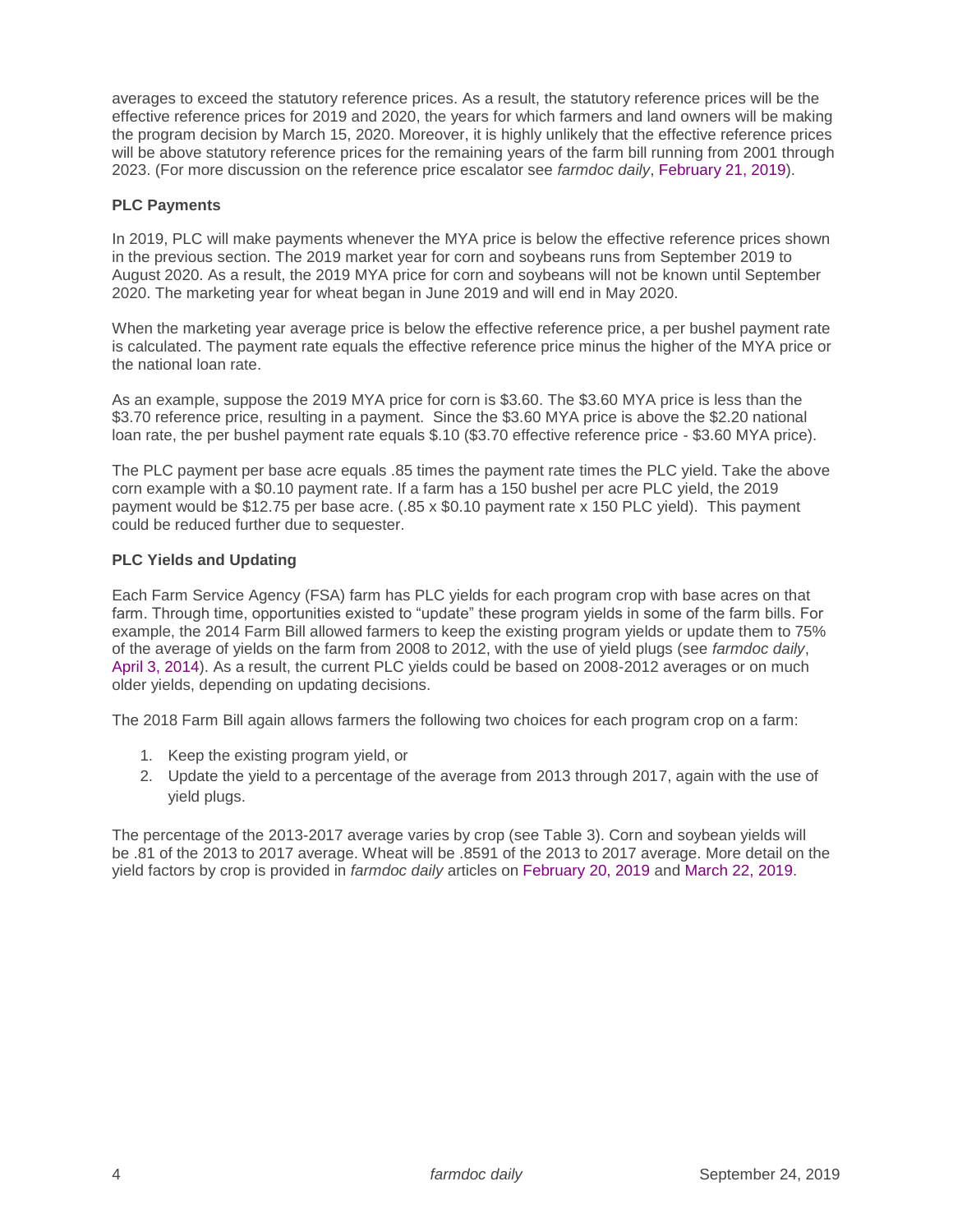averages to exceed the statutory reference prices. As a result, the statutory reference prices will be the effective reference prices for 2019 and 2020, the years for which farmers and land owners will be making the program decision by March 15, 2020. Moreover, it is highly unlikely that the effective reference prices will be above statutory reference prices for the remaining years of the farm bill running from 2001 through 2023. (For more discussion on the reference price escalator see *farmdoc daily*, February 21, 2019).

**PLC Payments**

In 2019, PLC will make payments whenever the MYA price is below the effective reference prices shown in the previous section. The 2019 market year for corn and soybeans runs from September 2019 to August 2020. As a result, the 2019 MYA price for corn and soybeans will not be known until September 2020. The marketing year for wheat began in June 2019 and will end in May 2020.

When the marketing year average price is below the effective reference price, a per bushel payment rate is calculated. The payment rate equals the effective reference price minus the higher of the MYA price or the national loan rate.

As an example, suppose the 2019 MYA price for corn is $3.60. The $3.60 MYA price is less than the $3.70 reference price, resulting in a payment. Since the $3.60 MYA price is above the $2.20 national loan rate, the per bushel payment rate equals $.10 ($3.70 effective reference price - $3.60 MYA price).

The PLC payment per base acre equals .85 times the payment rate times the PLC yield. Take the above corn example with a $0.10 payment rate. If a farm has a 150 bushel per acre PLC yield, the 2019 payment would be $12.75 per base acre. (.85 x $0.10 payment rate x 150 PLC yield). This payment could be reduced further due to sequester.

**PLC Yields and Updating**

Each Farm Service Agency (FSA) farm has PLC yields for each program crop with base acres on that farm. Through time, opportunities existed to "update" these program yields in some of the farm bills. For example, the 2014 Farm Bill allowed farmers to keep the existing program yields or update them to 75% of the average of yields on the farm from 2008 to 2012, with the use of yield plugs (see *farmdoc daily*, April 3, 2014). As a result, the current PLC yields could be based on 2008-2012 averages or on much older yields, depending on updating decisions.

The 2018 Farm Bill again allows farmers the following two choices for each program crop on a farm:

1. Keep the existing program yield, or
2. Update the yield to a percentage of the average from 2013 through 2017, again with the use of yield plugs.

The percentage of the 2013-2017 average varies by crop (see Table 3). Corn and soybean yields will be .81 of the 2013 to 2017 average. Wheat will be .8591 of the 2013 to 2017 average. More detail on the yield factors by crop is provided in *farmdoc daily* articles on February 20, 2019 and March 22, 2019.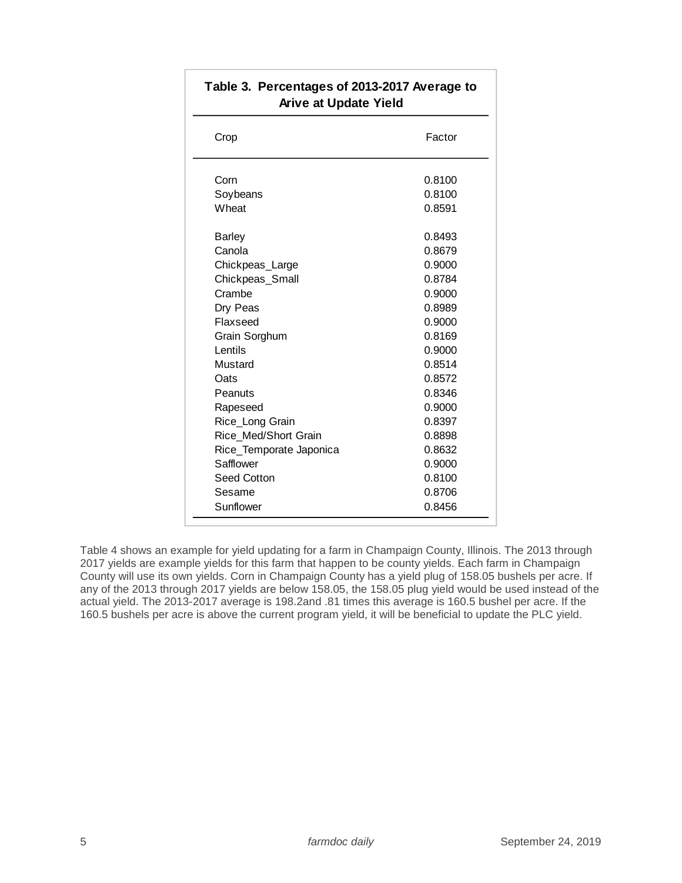**Table 3. Percentages of 2013-2017 Average to Arive at Update Yield**

| Crop | Factor |
|---|---|
| Corn | 0.8100 |
| Soybeans | 0.8100 |
| Wheat | 0.8591 |
| | |
| Barley | 0.8493 |
| Canola | 0.8679 |
| Chickpeas_Large | 0.9000 |
| Chickpeas_Small | 0.8784 |
| Crambe | 0.9000 |
| Dry Peas | 0.8989 |
| Flaxseed | 0.9000 |
| Grain Sorghum | 0.8169 |
| Lentils | 0.9000 |
| Mustard | 0.8514 |
| Oats | 0.8572 |
| Peanuts | 0.8346 |
| Rapeseed | 0.9000 |
| Rice_Long Grain | 0.8397 |
| Rice_Med/Short Grain | 0.8898 |
| Rice_Temporate Japonica | 0.8632 |
| Safflower | 0.9000 |
| Seed Cotton | 0.8100 |
| Sesame | 0.8706 |
| Sunflower | 0.8456 |

Table 4 shows an example for yield updating for a farm in Champaign County, Illinois. The 2013 through 2017 yields are example yields for this farm that happen to be county yields. Each farm in Champaign County will use its own yields. Corn in Champaign County has a yield plug of 158.05 bushels per acre. If any of the 2013 through 2017 yields are below 158.05, the 158.05 plug yield would be used instead of the actual yield. The 2013-2017 average is 198.2and .81 times this average is 160.5 bushel per acre. If the 160.5 bushels per acre is above the current program yield, it will be beneficial to update the PLC yield.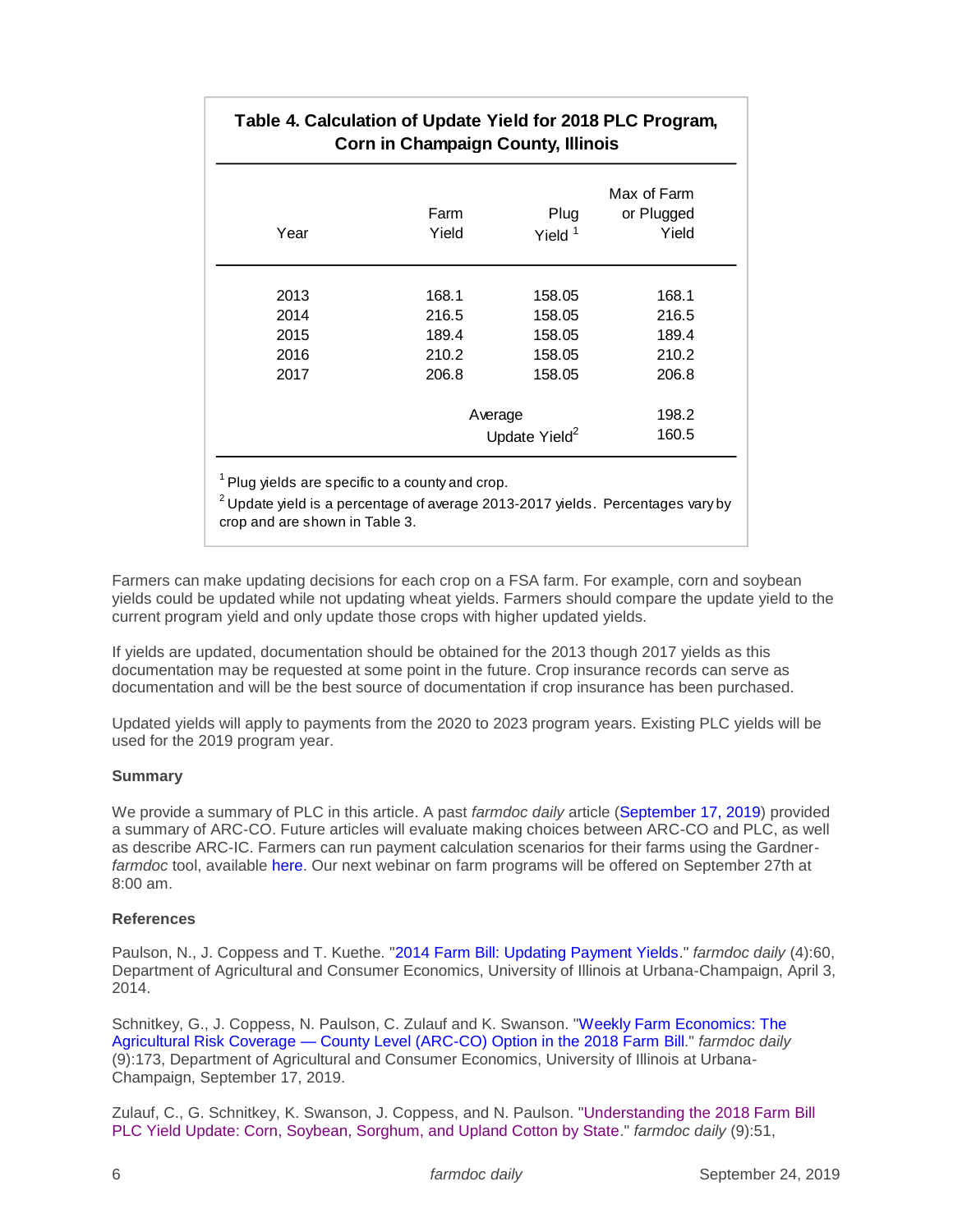**Table 4. Calculation of Update Yield for 2018 PLC Program, Corn in Champaign County, Illinois**

| Year | Farm Yield | Plug Yield [1] | Max of Farm or Plugged Yield |
|---|---|---|---|
| 2013 | 168.1 | 158.05 | 168.1 |
| 2014 | 216.5 | 158.05 | 216.5 |
| 2015 | 189.4 | 158.05 | 189.4 |
| 2016 | 210.2 | 158.05 | 210.2 |
| 2017 | 206.8 | 158.05 | 206.8 |
| | | Average | 198.2 |
| | | Update Yield[2] | 160.5 |

[1] Plug yields are specific to a county and crop.

[2] Update yield is a percentage of average 2013-2017 yields. Percentages vary by crop and are shown in Table 3.

Farmers can make updating decisions for each crop on a FSA farm. For example, corn and soybean yields could be updated while not updating wheat yields. Farmers should compare the update yield to the current program yield and only update those crops with higher updated yields.

If yields are updated, documentation should be obtained for the 2013 though 2017 yields as this documentation may be requested at some point in the future. Crop insurance records can serve as documentation and will be the best source of documentation if crop insurance has been purchased.

Updated yields will apply to payments from the 2020 to 2023 program years. Existing PLC yields will be used for the 2019 program year.

**Summary**

We provide a summary of PLC in this article. A past *farmdoc daily* article (September 17, 2019) provided a summary of ARC-CO. Future articles will evaluate making choices between ARC-CO and PLC, as well as describe ARC-IC. Farmers can run payment calculation scenarios for their farms using the Gardner-*farmdoc* tool, available here. Our next webinar on farm programs will be offered on September 27th at 8:00 am.

**References**

Paulson, N., J. Coppess and T. Kuethe. "2014 Farm Bill: Updating Payment Yields." *farmdoc daily* (4):60, Department of Agricultural and Consumer Economics, University of Illinois at Urbana-Champaign, April 3, 2014.

Schnitkey, G., J. Coppess, N. Paulson, C. Zulauf and K. Swanson. "Weekly Farm Economics: The Agricultural Risk Coverage — County Level (ARC-CO) Option in the 2018 Farm Bill." *farmdoc daily* (9):173, Department of Agricultural and Consumer Economics, University of Illinois at Urbana-Champaign, September 17, 2019.

Zulauf, C., G. Schnitkey, K. Swanson, J. Coppess, and N. Paulson. "Understanding the 2018 Farm Bill PLC Yield Update: Corn, Soybean, Sorghum, and Upland Cotton by State." *farmdoc daily* (9):51,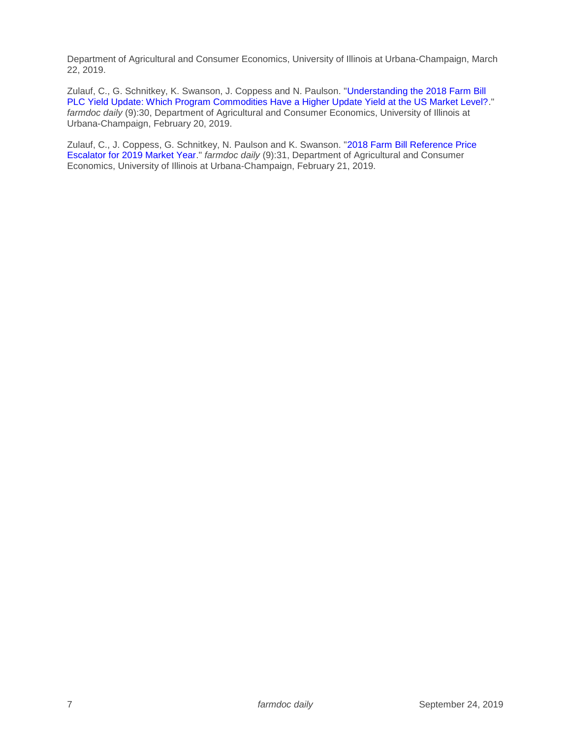Department of Agricultural and Consumer Economics, University of Illinois at Urbana-Champaign, March 22, 2019.

Zulauf, C., G. Schnitkey, K. Swanson, J. Coppess and N. Paulson. "Understanding the 2018 Farm Bill PLC Yield Update: Which Program Commodities Have a Higher Update Yield at the US Market Level?." *farmdoc daily* (9):30, Department of Agricultural and Consumer Economics, University of Illinois at Urbana-Champaign, February 20, 2019.

Zulauf, C., J. Coppess, G. Schnitkey, N. Paulson and K. Swanson. "2018 Farm Bill Reference Price Escalator for 2019 Market Year." *farmdoc daily* (9):31, Department of Agricultural and Consumer Economics, University of Illinois at Urbana-Champaign, February 21, 2019.